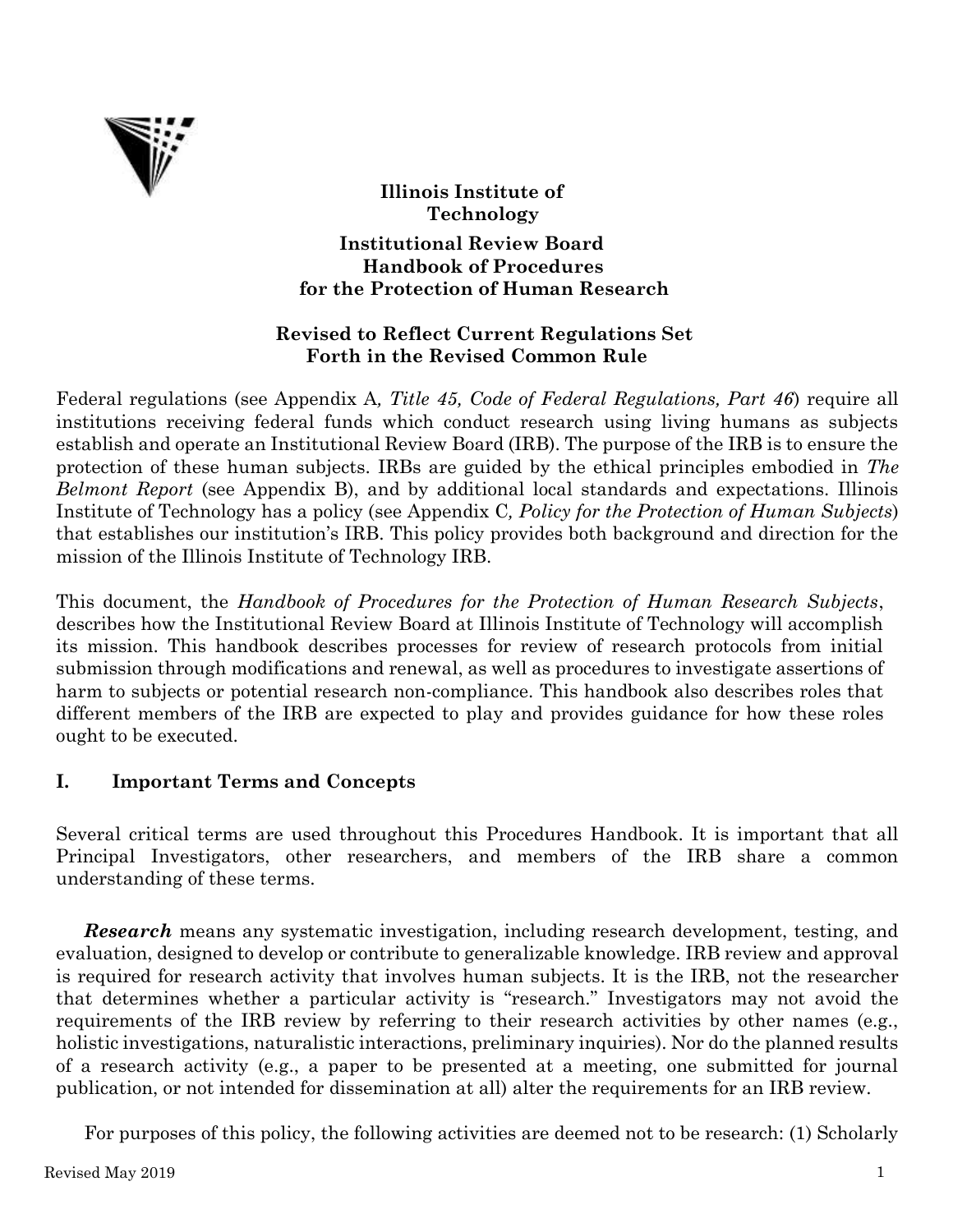# Illinois Institute of Technology

## Institutional Review Board Handbook of Procedures for the Protection of Human Research

### Revised to Reflect Current Regulations Set Forth in the Revised Common Rule

Federal regulations (see Appendix A, *Title 45, Code of Federal Regulations, Part 46*) require all institutions receiving federal funds which conduct research using living humans as subjects establish and operate an Institutional Review Board (IRB). The purpose of the IRB is to ensure the protection of these human subjects. IRBs are guided by the ethical principles embodied in *The Belmont Report* (see Appendix B), and by additional local standards and expectations. Illinois Institute of Technology has a policy (see Appendix C, *Policy for the Protection of Human Subjects*) that establishes our institution's IRB. This policy provides both background and direction for the mission of the Illinois Institute of Technology IRB.

This document, the *Handbook of Procedures for the Protection of Human Research Subjects*, describes how the Institutional Review Board at Illinois Institute of Technology will accomplish its mission. This handbook describes processes for review of research protocols from initial submission through modifications and renewal, as well as procedures to investigate assertions of harm to subjects or potential research non-compliance. This handbook also describes roles that different members of the IRB are expected to play and provides guidance for how these roles ought to be executed.

## I. Important Terms and Concepts

Several critical terms are used throughout this Procedures Handbook. It is important that all Principal Investigators, other researchers, and members of the IRB share a common understanding of these terms.

***Research*** means any systematic investigation, including research development, testing, and evaluation, designed to develop or contribute to generalizable knowledge. IRB review and approval is required for research activity that involves human subjects. It is the IRB, not the researcher that determines whether a particular activity is "research." Investigators may not avoid the requirements of the IRB review by referring to their research activities by other names (e.g., holistic investigations, naturalistic interactions, preliminary inquiries). Nor do the planned results of a research activity (e.g., a paper to be presented at a meeting, one submitted for journal publication, or not intended for dissemination at all) alter the requirements for an IRB review.

For purposes of this policy, the following activities are deemed not to be research: (1) Scholarly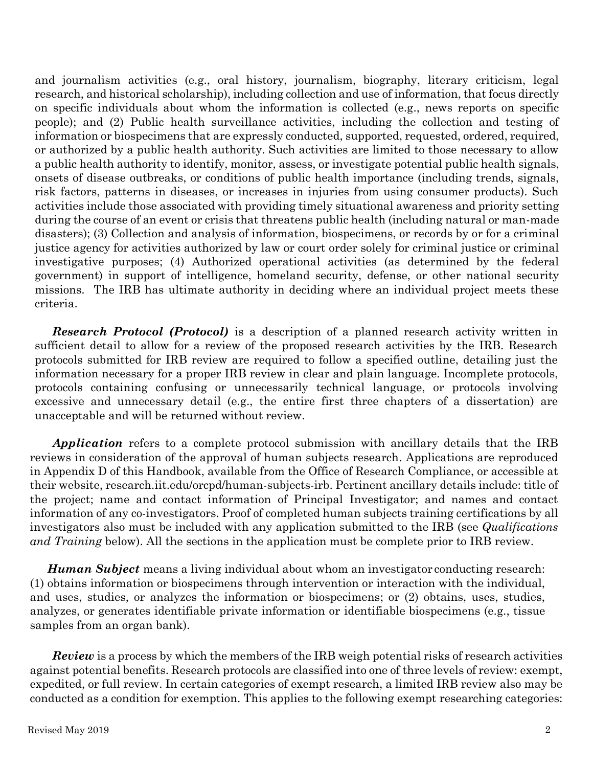and journalism activities (e.g., oral history, journalism, biography, literary criticism, legal research, and historical scholarship), including collection and use of information, that focus directly on specific individuals about whom the information is collected (e.g., news reports on specific people); and (2) Public health surveillance activities, including the collection and testing of information or biospecimens that are expressly conducted, supported, requested, ordered, required, or authorized by a public health authority. Such activities are limited to those necessary to allow a public health authority to identify, monitor, assess, or investigate potential public health signals, onsets of disease outbreaks, or conditions of public health importance (including trends, signals, risk factors, patterns in diseases, or increases in injuries from using consumer products). Such activities include those associated with providing timely situational awareness and priority setting during the course of an event or crisis that threatens public health (including natural or man-made disasters); (3) Collection and analysis of information, biospecimens, or records by or for a criminal justice agency for activities authorized by law or court order solely for criminal justice or criminal investigative purposes; (4) Authorized operational activities (as determined by the federal government) in support of intelligence, homeland security, defense, or other national security missions. The IRB has ultimate authority in deciding where an individual project meets these criteria.

***Research Protocol (Protocol)*** is a description of a planned research activity written in sufficient detail to allow for a review of the proposed research activities by the IRB. Research protocols submitted for IRB review are required to follow a specified outline, detailing just the information necessary for a proper IRB review in clear and plain language. Incomplete protocols, protocols containing confusing or unnecessarily technical language, or protocols involving excessive and unnecessary detail (e.g., the entire first three chapters of a dissertation) are unacceptable and will be returned without review.

***Application*** refers to a complete protocol submission with ancillary details that the IRB reviews in consideration of the approval of human subjects research. Applications are reproduced in Appendix D of this Handbook, available from the Office of Research Compliance, or accessible at their website, research.iit.edu/orcpd/human-subjects-irb. Pertinent ancillary details include: title of the project; name and contact information of Principal Investigator; and names and contact information of any co-investigators. Proof of completed human subjects training certifications by all investigators also must be included with any application submitted to the IRB (see *Qualifications and Training* below). All the sections in the application must be complete prior to IRB review.

***Human Subject*** means a living individual about whom an investigator conducting research: (1) obtains information or biospecimens through intervention or interaction with the individual, and uses, studies, or analyzes the information or biospecimens; or (2) obtains, uses, studies, analyzes, or generates identifiable private information or identifiable biospecimens (e.g., tissue samples from an organ bank).

***Review*** is a process by which the members of the IRB weigh potential risks of research activities against potential benefits. Research protocols are classified into one of three levels of review: exempt, expedited, or full review. In certain categories of exempt research, a limited IRB review also may be conducted as a condition for exemption. This applies to the following exempt researching categories: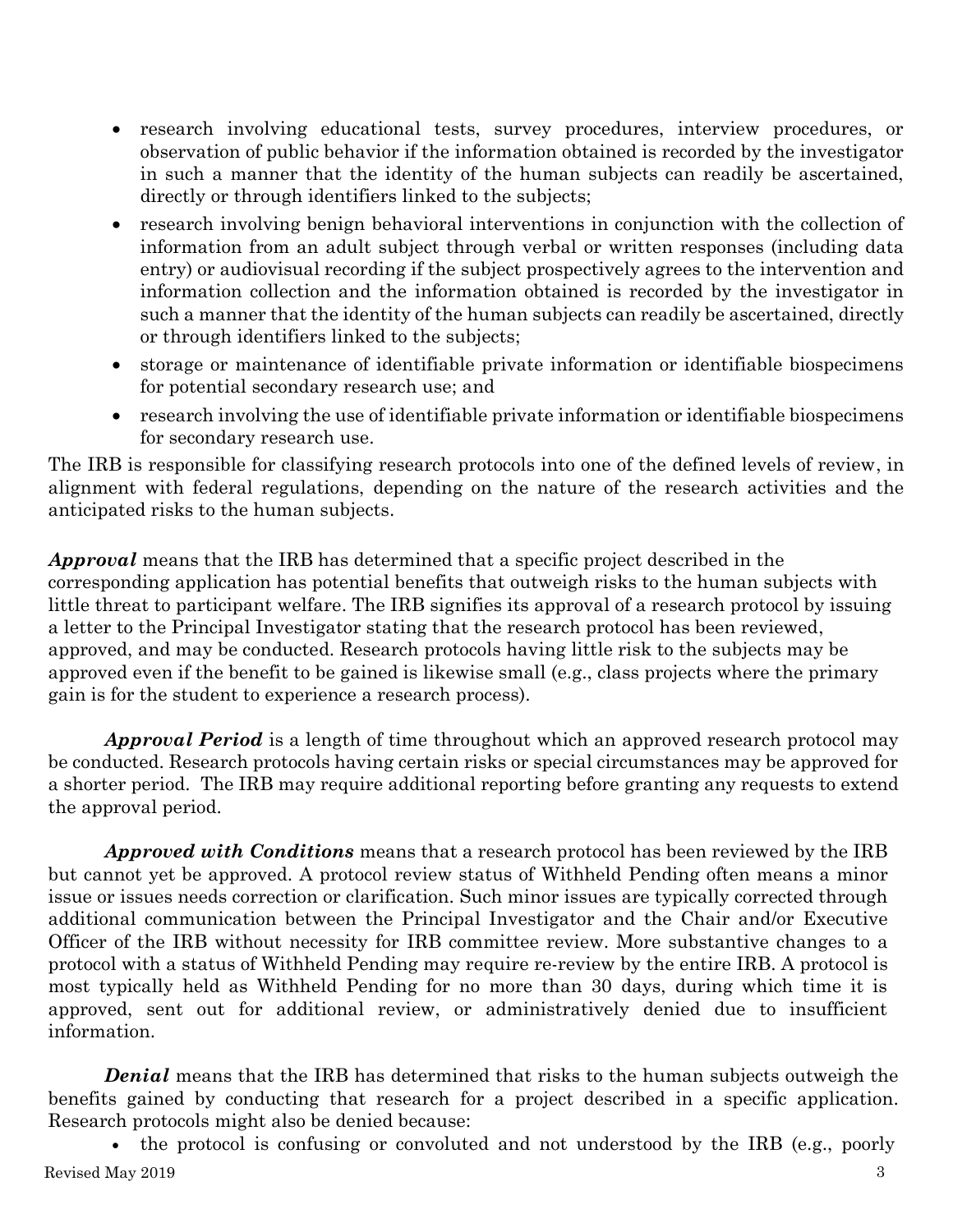- research involving educational tests, survey procedures, interview procedures, or observation of public behavior if the information obtained is recorded by the investigator in such a manner that the identity of the human subjects can readily be ascertained, directly or through identifiers linked to the subjects;
- research involving benign behavioral interventions in conjunction with the collection of information from an adult subject through verbal or written responses (including data entry) or audiovisual recording if the subject prospectively agrees to the intervention and information collection and the information obtained is recorded by the investigator in such a manner that the identity of the human subjects can readily be ascertained, directly or through identifiers linked to the subjects;
- storage or maintenance of identifiable private information or identifiable biospecimens for potential secondary research use; and
- research involving the use of identifiable private information or identifiable biospecimens for secondary research use.

The IRB is responsible for classifying research protocols into one of the defined levels of review, in alignment with federal regulations, depending on the nature of the research activities and the anticipated risks to the human subjects.

***Approval*** means that the IRB has determined that a specific project described in the corresponding application has potential benefits that outweigh risks to the human subjects with little threat to participant welfare. The IRB signifies its approval of a research protocol by issuing a letter to the Principal Investigator stating that the research protocol has been reviewed, approved, and may be conducted. Research protocols having little risk to the subjects may be approved even if the benefit to be gained is likewise small (e.g., class projects where the primary gain is for the student to experience a research process).

***Approval Period*** is a length of time throughout which an approved research protocol may be conducted. Research protocols having certain risks or special circumstances may be approved for a shorter period. The IRB may require additional reporting before granting any requests to extend the approval period.

***Approved with Conditions*** means that a research protocol has been reviewed by the IRB but cannot yet be approved. A protocol review status of Withheld Pending often means a minor issue or issues needs correction or clarification. Such minor issues are typically corrected through additional communication between the Principal Investigator and the Chair and/or Executive Officer of the IRB without necessity for IRB committee review. More substantive changes to a protocol with a status of Withheld Pending may require re-review by the entire IRB. A protocol is most typically held as Withheld Pending for no more than 30 days, during which time it is approved, sent out for additional review, or administratively denied due to insufficient information.

***Denial*** means that the IRB has determined that risks to the human subjects outweigh the benefits gained by conducting that research for a project described in a specific application. Research protocols might also be denied because:

- the protocol is confusing or convoluted and not understood by the IRB (e.g., poorly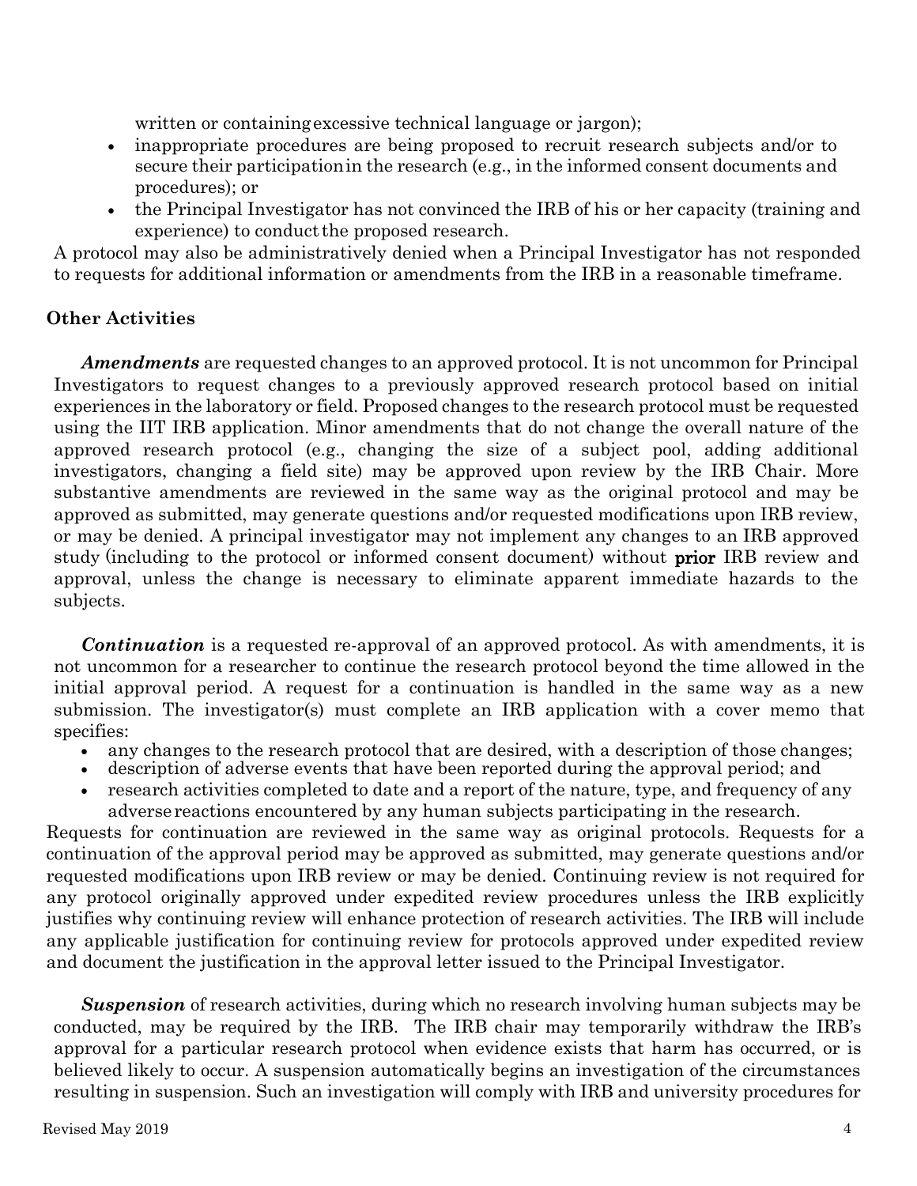written or containing excessive technical language or jargon);

- inappropriate procedures are being proposed to recruit research subjects and/or to secure their participation in the research (e.g., in the informed consent documents and procedures); or
- the Principal Investigator has not convinced the IRB of his or her capacity (training and experience) to conduct the proposed research.

A protocol may also be administratively denied when a Principal Investigator has not responded to requests for additional information or amendments from the IRB in a reasonable timeframe.

### Other Activities

***Amendments*** are requested changes to an approved protocol. It is not uncommon for Principal Investigators to request changes to a previously approved research protocol based on initial experiences in the laboratory or field. Proposed changes to the research protocol must be requested using the IIT IRB application. Minor amendments that do not change the overall nature of the approved research protocol (e.g., changing the size of a subject pool, adding additional investigators, changing a field site) may be approved upon review by the IRB Chair. More substantive amendments are reviewed in the same way as the original protocol and may be approved as submitted, may generate questions and/or requested modifications upon IRB review, or may be denied. A principal investigator may not implement any changes to an IRB approved study (including to the protocol or informed consent document) without **prior** IRB review and approval, unless the change is necessary to eliminate apparent immediate hazards to the subjects.

***Continuation*** is a requested re-approval of an approved protocol. As with amendments, it is not uncommon for a researcher to continue the research protocol beyond the time allowed in the initial approval period. A request for a continuation is handled in the same way as a new submission. The investigator(s) must complete an IRB application with a cover memo that specifies:

- any changes to the research protocol that are desired, with a description of those changes;
- description of adverse events that have been reported during the approval period; and
- research activities completed to date and a report of the nature, type, and frequency of any adverse reactions encountered by any human subjects participating in the research.

Requests for continuation are reviewed in the same way as original protocols. Requests for a continuation of the approval period may be approved as submitted, may generate questions and/or requested modifications upon IRB review or may be denied. Continuing review is not required for any protocol originally approved under expedited review procedures unless the IRB explicitly justifies why continuing review will enhance protection of research activities. The IRB will include any applicable justification for continuing review for protocols approved under expedited review and document the justification in the approval letter issued to the Principal Investigator.

***Suspension*** of research activities, during which no research involving human subjects may be conducted, may be required by the IRB. The IRB chair may temporarily withdraw the IRB's approval for a particular research protocol when evidence exists that harm has occurred, or is believed likely to occur. A suspension automatically begins an investigation of the circumstances resulting in suspension. Such an investigation will comply with IRB and university procedures for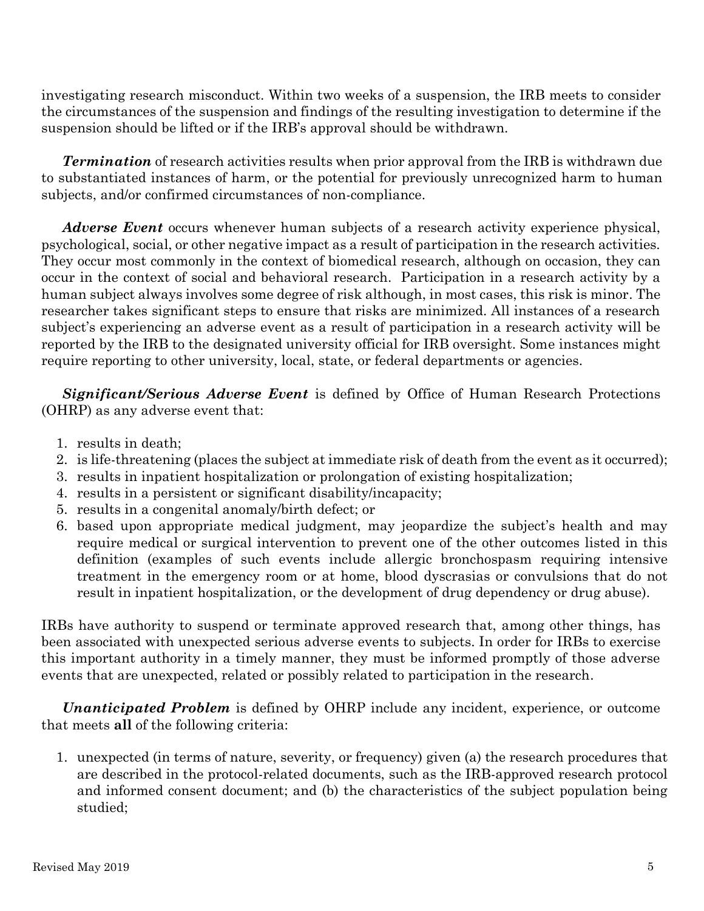investigating research misconduct. Within two weeks of a suspension, the IRB meets to consider the circumstances of the suspension and findings of the resulting investigation to determine if the suspension should be lifted or if the IRB's approval should be withdrawn.

***Termination*** of research activities results when prior approval from the IRB is withdrawn due to substantiated instances of harm, or the potential for previously unrecognized harm to human subjects, and/or confirmed circumstances of non-compliance.

***Adverse Event*** occurs whenever human subjects of a research activity experience physical, psychological, social, or other negative impact as a result of participation in the research activities. They occur most commonly in the context of biomedical research, although on occasion, they can occur in the context of social and behavioral research. Participation in a research activity by a human subject always involves some degree of risk although, in most cases, this risk is minor. The researcher takes significant steps to ensure that risks are minimized. All instances of a research subject's experiencing an adverse event as a result of participation in a research activity will be reported by the IRB to the designated university official for IRB oversight. Some instances might require reporting to other university, local, state, or federal departments or agencies.

***Significant/Serious Adverse Event*** is defined by Office of Human Research Protections (OHRP) as any adverse event that:

1. results in death;
2. is life-threatening (places the subject at immediate risk of death from the event as it occurred);
3. results in inpatient hospitalization or prolongation of existing hospitalization;
4. results in a persistent or significant disability/incapacity;
5. results in a congenital anomaly/birth defect; or
6. based upon appropriate medical judgment, may jeopardize the subject's health and may require medical or surgical intervention to prevent one of the other outcomes listed in this definition (examples of such events include allergic bronchospasm requiring intensive treatment in the emergency room or at home, blood dyscrasias or convulsions that do not result in inpatient hospitalization, or the development of drug dependency or drug abuse).

IRBs have authority to suspend or terminate approved research that, among other things, has been associated with unexpected serious adverse events to subjects. In order for IRBs to exercise this important authority in a timely manner, they must be informed promptly of those adverse events that are unexpected, related or possibly related to participation in the research.

***Unanticipated Problem*** is defined by OHRP include any incident, experience, or outcome that meets **all** of the following criteria:

1. unexpected (in terms of nature, severity, or frequency) given (a) the research procedures that are described in the protocol-related documents, such as the IRB-approved research protocol and informed consent document; and (b) the characteristics of the subject population being studied;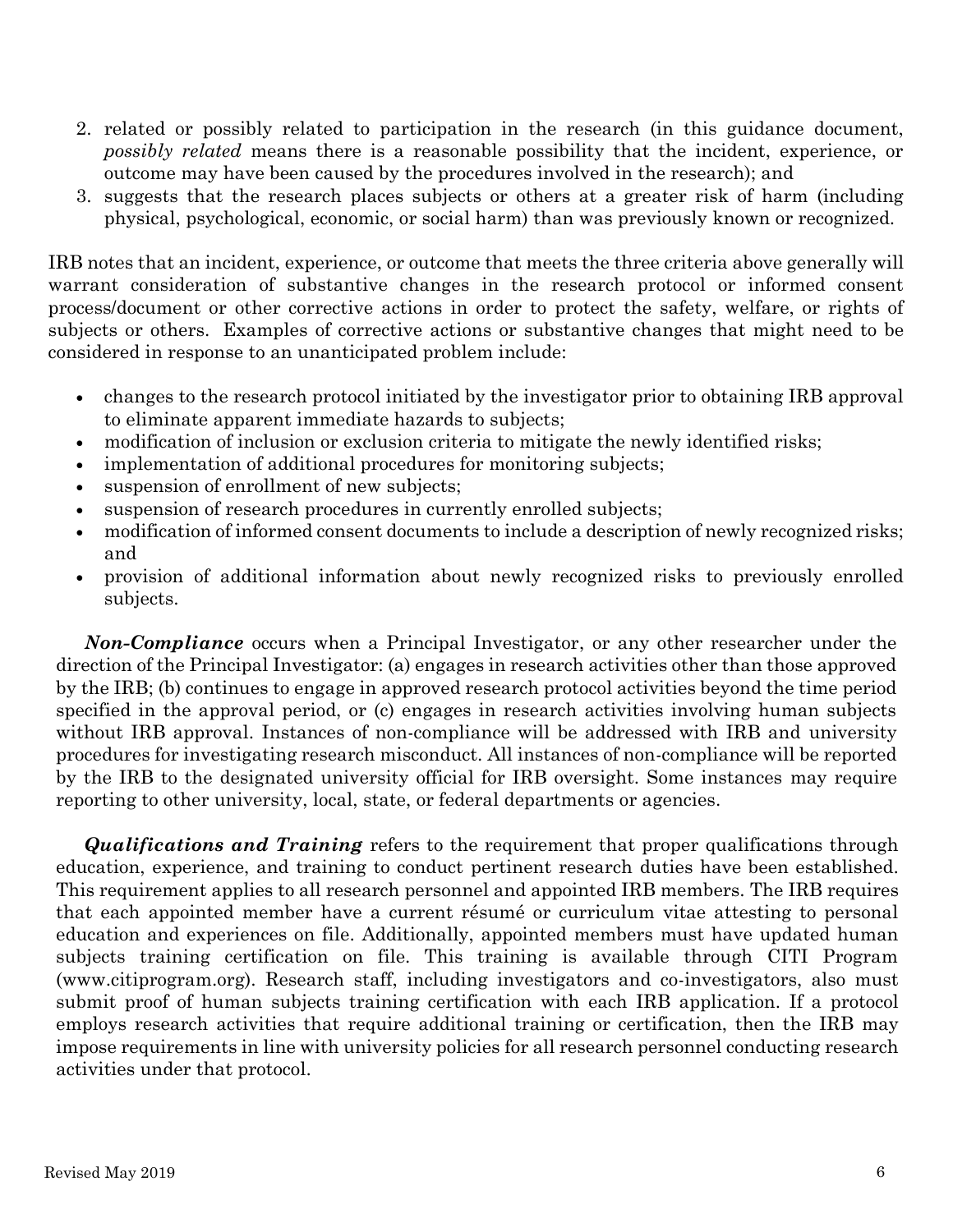2. related or possibly related to participation in the research (in this guidance document, *possibly related* means there is a reasonable possibility that the incident, experience, or outcome may have been caused by the procedures involved in the research); and
3. suggests that the research places subjects or others at a greater risk of harm (including physical, psychological, economic, or social harm) than was previously known or recognized.

IRB notes that an incident, experience, or outcome that meets the three criteria above generally will warrant consideration of substantive changes in the research protocol or informed consent process/document or other corrective actions in order to protect the safety, welfare, or rights of subjects or others. Examples of corrective actions or substantive changes that might need to be considered in response to an unanticipated problem include:

- changes to the research protocol initiated by the investigator prior to obtaining IRB approval to eliminate apparent immediate hazards to subjects;
- modification of inclusion or exclusion criteria to mitigate the newly identified risks;
- implementation of additional procedures for monitoring subjects;
- suspension of enrollment of new subjects;
- suspension of research procedures in currently enrolled subjects;
- modification of informed consent documents to include a description of newly recognized risks; and
- provision of additional information about newly recognized risks to previously enrolled subjects.

***Non-Compliance*** occurs when a Principal Investigator, or any other researcher under the direction of the Principal Investigator: (a) engages in research activities other than those approved by the IRB; (b) continues to engage in approved research protocol activities beyond the time period specified in the approval period, or (c) engages in research activities involving human subjects without IRB approval. Instances of non-compliance will be addressed with IRB and university procedures for investigating research misconduct. All instances of non-compliance will be reported by the IRB to the designated university official for IRB oversight. Some instances may require reporting to other university, local, state, or federal departments or agencies.

***Qualifications and Training*** refers to the requirement that proper qualifications through education, experience, and training to conduct pertinent research duties have been established. This requirement applies to all research personnel and appointed IRB members. The IRB requires that each appointed member have a current résumé or curriculum vitae attesting to personal education and experiences on file. Additionally, appointed members must have updated human subjects training certification on file. This training is available through CITI Program (www.citiprogram.org). Research staff, including investigators and co-investigators, also must submit proof of human subjects training certification with each IRB application. If a protocol employs research activities that require additional training or certification, then the IRB may impose requirements in line with university policies for all research personnel conducting research activities under that protocol.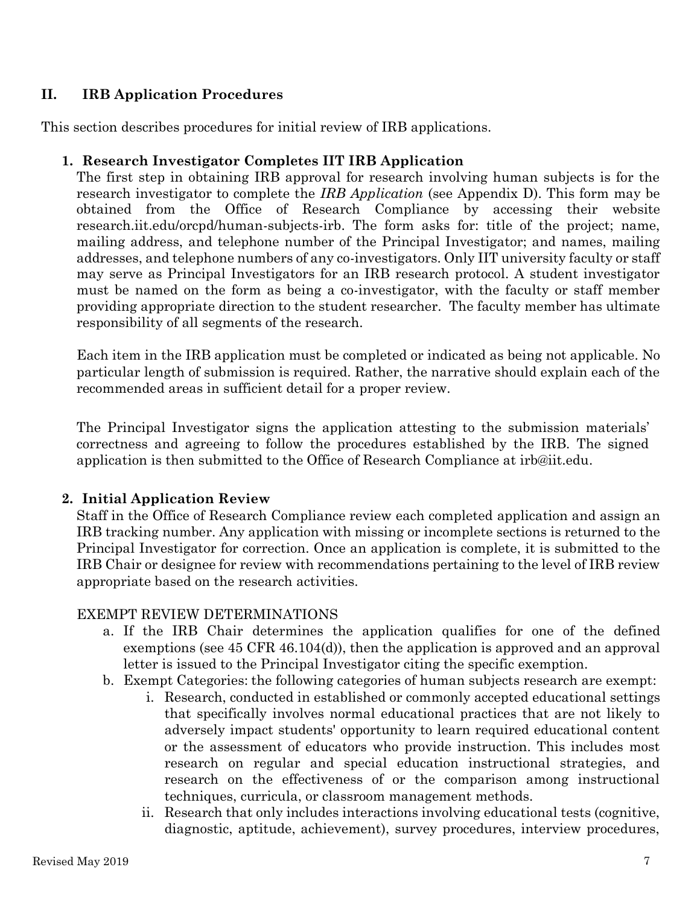## II. IRB Application Procedures

This section describes procedures for initial review of IRB applications.

### 1. Research Investigator Completes IIT IRB Application

The first step in obtaining IRB approval for research involving human subjects is for the research investigator to complete the *IRB Application* (see Appendix D). This form may be obtained from the Office of Research Compliance by accessing their website research.iit.edu/orcpd/human-subjects-irb. The form asks for: title of the project; name, mailing address, and telephone number of the Principal Investigator; and names, mailing addresses, and telephone numbers of any co-investigators. Only IIT university faculty or staff may serve as Principal Investigators for an IRB research protocol. A student investigator must be named on the form as being a co-investigator, with the faculty or staff member providing appropriate direction to the student researcher. The faculty member has ultimate responsibility of all segments of the research.

Each item in the IRB application must be completed or indicated as being not applicable. No particular length of submission is required. Rather, the narrative should explain each of the recommended areas in sufficient detail for a proper review.

The Principal Investigator signs the application attesting to the submission materials' correctness and agreeing to follow the procedures established by the IRB. The signed application is then submitted to the Office of Research Compliance at irb@iit.edu.

### 2. Initial Application Review

Staff in the Office of Research Compliance review each completed application and assign an IRB tracking number. Any application with missing or incomplete sections is returned to the Principal Investigator for correction. Once an application is complete, it is submitted to the IRB Chair or designee for review with recommendations pertaining to the level of IRB review appropriate based on the research activities.

EXEMPT REVIEW DETERMINATIONS

a. If the IRB Chair determines the application qualifies for one of the defined exemptions (see 45 CFR 46.104(d)), then the application is approved and an approval letter is issued to the Principal Investigator citing the specific exemption.
b. Exempt Categories: the following categories of human subjects research are exempt:
    i. Research, conducted in established or commonly accepted educational settings that specifically involves normal educational practices that are not likely to adversely impact students' opportunity to learn required educational content or the assessment of educators who provide instruction. This includes most research on regular and special education instructional strategies, and research on the effectiveness of or the comparison among instructional techniques, curricula, or classroom management methods.
    ii. Research that only includes interactions involving educational tests (cognitive, diagnostic, aptitude, achievement), survey procedures, interview procedures,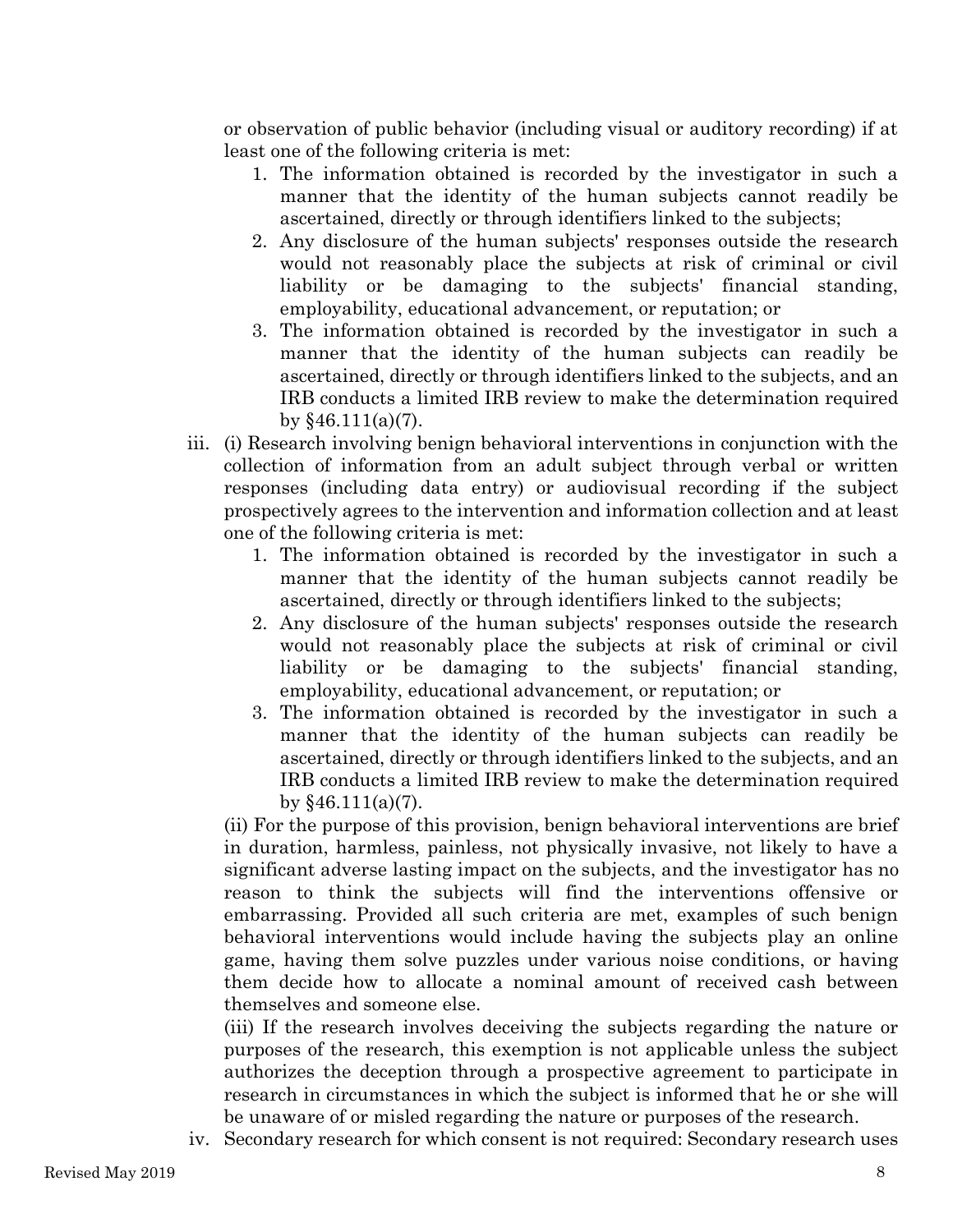or observation of public behavior (including visual or auditory recording) if at least one of the following criteria is met:

1. The information obtained is recorded by the investigator in such a manner that the identity of the human subjects cannot readily be ascertained, directly or through identifiers linked to the subjects;
2. Any disclosure of the human subjects' responses outside the research would not reasonably place the subjects at risk of criminal or civil liability or be damaging to the subjects' financial standing, employability, educational advancement, or reputation; or
3. The information obtained is recorded by the investigator in such a manner that the identity of the human subjects can readily be ascertained, directly or through identifiers linked to the subjects, and an IRB conducts a limited IRB review to make the determination required by §46.111(a)(7).

iii. (i) Research involving benign behavioral interventions in conjunction with the collection of information from an adult subject through verbal or written responses (including data entry) or audiovisual recording if the subject prospectively agrees to the intervention and information collection and at least one of the following criteria is met:

1. The information obtained is recorded by the investigator in such a manner that the identity of the human subjects cannot readily be ascertained, directly or through identifiers linked to the subjects;
2. Any disclosure of the human subjects' responses outside the research would not reasonably place the subjects at risk of criminal or civil liability or be damaging to the subjects' financial standing, employability, educational advancement, or reputation; or
3. The information obtained is recorded by the investigator in such a manner that the identity of the human subjects can readily be ascertained, directly or through identifiers linked to the subjects, and an IRB conducts a limited IRB review to make the determination required by §46.111(a)(7).

(ii) For the purpose of this provision, benign behavioral interventions are brief in duration, harmless, painless, not physically invasive, not likely to have a significant adverse lasting impact on the subjects, and the investigator has no reason to think the subjects will find the interventions offensive or embarrassing. Provided all such criteria are met, examples of such benign behavioral interventions would include having the subjects play an online game, having them solve puzzles under various noise conditions, or having them decide how to allocate a nominal amount of received cash between themselves and someone else.

(iii) If the research involves deceiving the subjects regarding the nature or purposes of the research, this exemption is not applicable unless the subject authorizes the deception through a prospective agreement to participate in research in circumstances in which the subject is informed that he or she will be unaware of or misled regarding the nature or purposes of the research.

iv. Secondary research for which consent is not required: Secondary research uses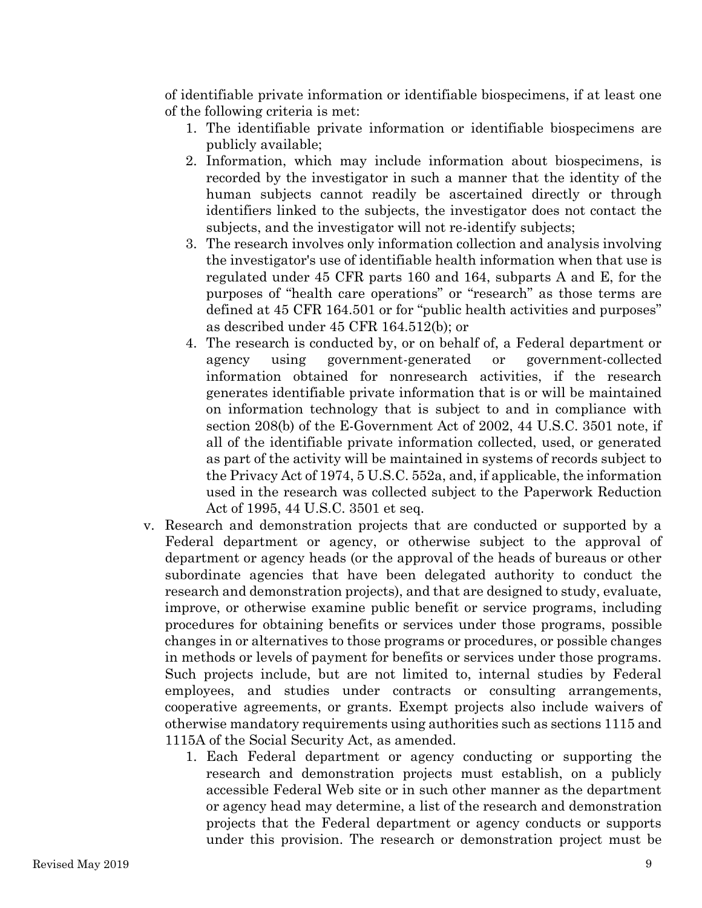of identifiable private information or identifiable biospecimens, if at least one of the following criteria is met:

1. The identifiable private information or identifiable biospecimens are publicly available;
2. Information, which may include information about biospecimens, is recorded by the investigator in such a manner that the identity of the human subjects cannot readily be ascertained directly or through identifiers linked to the subjects, the investigator does not contact the subjects, and the investigator will not re-identify subjects;
3. The research involves only information collection and analysis involving the investigator's use of identifiable health information when that use is regulated under 45 CFR parts 160 and 164, subparts A and E, for the purposes of "health care operations" or "research" as those terms are defined at 45 CFR 164.501 or for "public health activities and purposes" as described under 45 CFR 164.512(b); or
4. The research is conducted by, or on behalf of, a Federal department or agency using government-generated or government-collected information obtained for nonresearch activities, if the research generates identifiable private information that is or will be maintained on information technology that is subject to and in compliance with section 208(b) of the E-Government Act of 2002, 44 U.S.C. 3501 note, if all of the identifiable private information collected, used, or generated as part of the activity will be maintained in systems of records subject to the Privacy Act of 1974, 5 U.S.C. 552a, and, if applicable, the information used in the research was collected subject to the Paperwork Reduction Act of 1995, 44 U.S.C. 3501 et seq.

v. Research and demonstration projects that are conducted or supported by a Federal department or agency, or otherwise subject to the approval of department or agency heads (or the approval of the heads of bureaus or other subordinate agencies that have been delegated authority to conduct the research and demonstration projects), and that are designed to study, evaluate, improve, or otherwise examine public benefit or service programs, including procedures for obtaining benefits or services under those programs, possible changes in or alternatives to those programs or procedures, or possible changes in methods or levels of payment for benefits or services under those programs. Such projects include, but are not limited to, internal studies by Federal employees, and studies under contracts or consulting arrangements, cooperative agreements, or grants. Exempt projects also include waivers of otherwise mandatory requirements using authorities such as sections 1115 and 1115A of the Social Security Act, as amended.

1. Each Federal department or agency conducting or supporting the research and demonstration projects must establish, on a publicly accessible Federal Web site or in such other manner as the department or agency head may determine, a list of the research and demonstration projects that the Federal department or agency conducts or supports under this provision. The research or demonstration project must be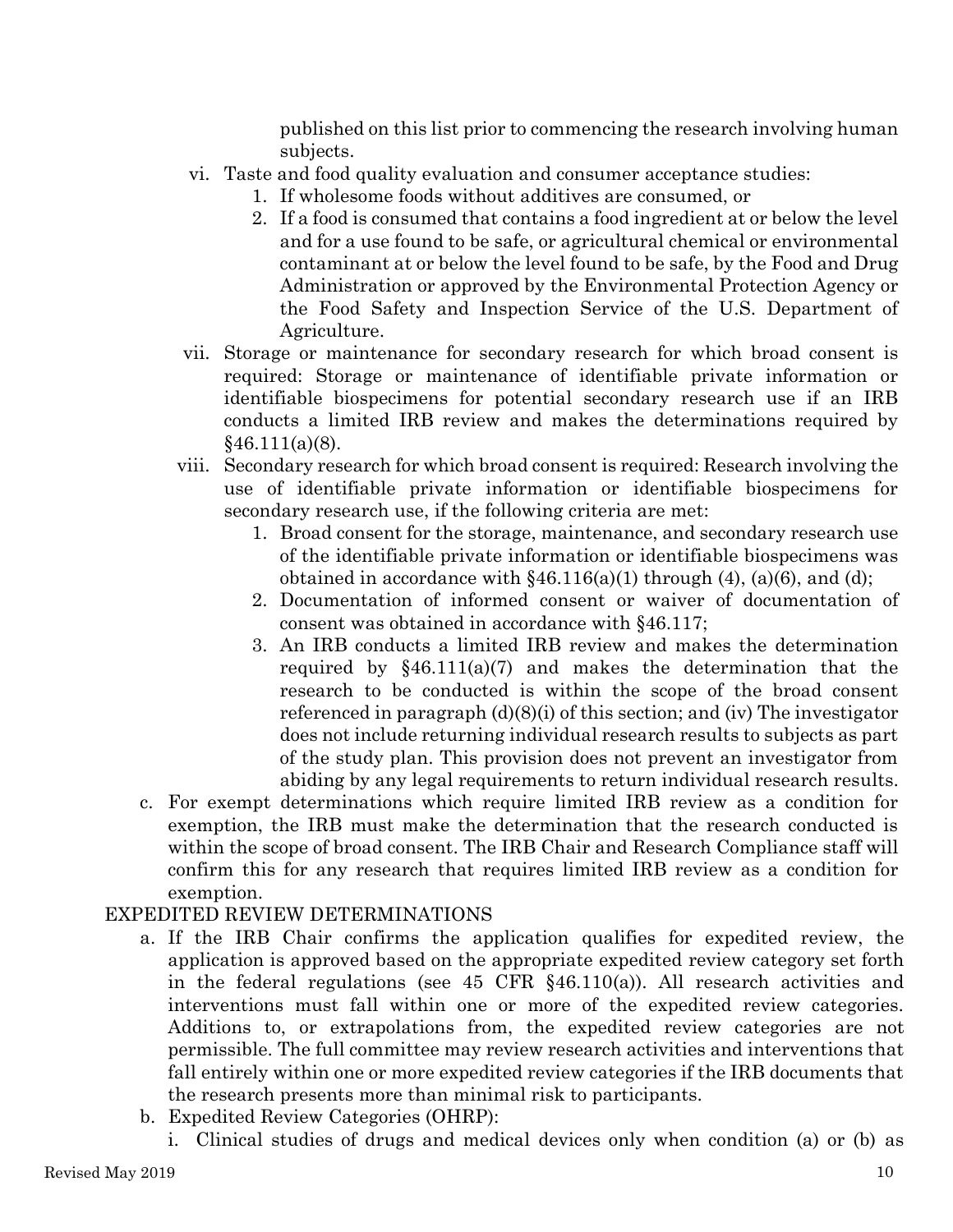published on this list prior to commencing the research involving human subjects.

vi. Taste and food quality evaluation and consumer acceptance studies:
   1. If wholesome foods without additives are consumed, or
   2. If a food is consumed that contains a food ingredient at or below the level and for a use found to be safe, or agricultural chemical or environmental contaminant at or below the level found to be safe, by the Food and Drug Administration or approved by the Environmental Protection Agency or the Food Safety and Inspection Service of the U.S. Department of Agriculture.

vii. Storage or maintenance for secondary research for which broad consent is required: Storage or maintenance of identifiable private information or identifiable biospecimens for potential secondary research use if an IRB conducts a limited IRB review and makes the determinations required by §46.111(a)(8).

viii. Secondary research for which broad consent is required: Research involving the use of identifiable private information or identifiable biospecimens for secondary research use, if the following criteria are met:
   1. Broad consent for the storage, maintenance, and secondary research use of the identifiable private information or identifiable biospecimens was obtained in accordance with §46.116(a)(1) through (4), (a)(6), and (d);
   2. Documentation of informed consent or waiver of documentation of consent was obtained in accordance with §46.117;
   3. An IRB conducts a limited IRB review and makes the determination required by §46.111(a)(7) and makes the determination that the research to be conducted is within the scope of the broad consent referenced in paragraph (d)(8)(i) of this section; and (iv) The investigator does not include returning individual research results to subjects as part of the study plan. This provision does not prevent an investigator from abiding by any legal requirements to return individual research results.

c. For exempt determinations which require limited IRB review as a condition for exemption, the IRB must make the determination that the research conducted is within the scope of broad consent. The IRB Chair and Research Compliance staff will confirm this for any research that requires limited IRB review as a condition for exemption.

EXPEDITED REVIEW DETERMINATIONS

a. If the IRB Chair confirms the application qualifies for expedited review, the application is approved based on the appropriate expedited review category set forth in the federal regulations (see 45 CFR §46.110(a)). All research activities and interventions must fall within one or more of the expedited review categories. Additions to, or extrapolations from, the expedited review categories are not permissible. The full committee may review research activities and interventions that fall entirely within one or more expedited review categories if the IRB documents that the research presents more than minimal risk to participants.

b. Expedited Review Categories (OHRP):
   i. Clinical studies of drugs and medical devices only when condition (a) or (b) as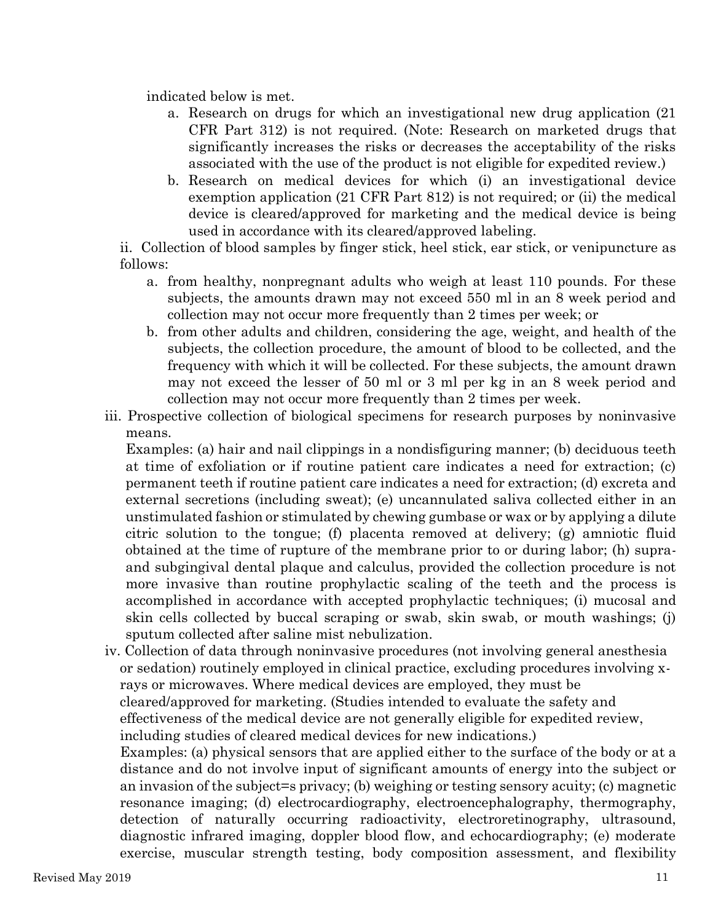indicated below is met.

a. Research on drugs for which an investigational new drug application (21 CFR Part 312) is not required. (Note: Research on marketed drugs that significantly increases the risks or decreases the acceptability of the risks associated with the use of the product is not eligible for expedited review.)

b. Research on medical devices for which (i) an investigational device exemption application (21 CFR Part 812) is not required; or (ii) the medical device is cleared/approved for marketing and the medical device is being used in accordance with its cleared/approved labeling.

ii. Collection of blood samples by finger stick, heel stick, ear stick, or venipuncture as follows:

a. from healthy, nonpregnant adults who weigh at least 110 pounds. For these subjects, the amounts drawn may not exceed 550 ml in an 8 week period and collection may not occur more frequently than 2 times per week; or

b. from other adults and children, considering the age, weight, and health of the subjects, the collection procedure, the amount of blood to be collected, and the frequency with which it will be collected. For these subjects, the amount drawn may not exceed the lesser of 50 ml or 3 ml per kg in an 8 week period and collection may not occur more frequently than 2 times per week.

iii. Prospective collection of biological specimens for research purposes by noninvasive means.

Examples: (a) hair and nail clippings in a nondisfiguring manner; (b) deciduous teeth at time of exfoliation or if routine patient care indicates a need for extraction; (c) permanent teeth if routine patient care indicates a need for extraction; (d) excreta and external secretions (including sweat); (e) uncannulated saliva collected either in an unstimulated fashion or stimulated by chewing gumbase or wax or by applying a dilute citric solution to the tongue; (f) placenta removed at delivery; (g) amniotic fluid obtained at the time of rupture of the membrane prior to or during labor; (h) supra- and subgingival dental plaque and calculus, provided the collection procedure is not more invasive than routine prophylactic scaling of the teeth and the process is accomplished in accordance with accepted prophylactic techniques; (i) mucosal and skin cells collected by buccal scraping or swab, skin swab, or mouth washings; (j) sputum collected after saline mist nebulization.

iv. Collection of data through noninvasive procedures (not involving general anesthesia or sedation) routinely employed in clinical practice, excluding procedures involving x-rays or microwaves. Where medical devices are employed, they must be cleared/approved for marketing. (Studies intended to evaluate the safety and effectiveness of the medical device are not generally eligible for expedited review, including studies of cleared medical devices for new indications.)

Examples: (a) physical sensors that are applied either to the surface of the body or at a distance and do not involve input of significant amounts of energy into the subject or an invasion of the subject=s privacy; (b) weighing or testing sensory acuity; (c) magnetic resonance imaging; (d) electrocardiography, electroencephalography, thermography, detection of naturally occurring radioactivity, electroretinography, ultrasound, diagnostic infrared imaging, doppler blood flow, and echocardiography; (e) moderate exercise, muscular strength testing, body composition assessment, and flexibility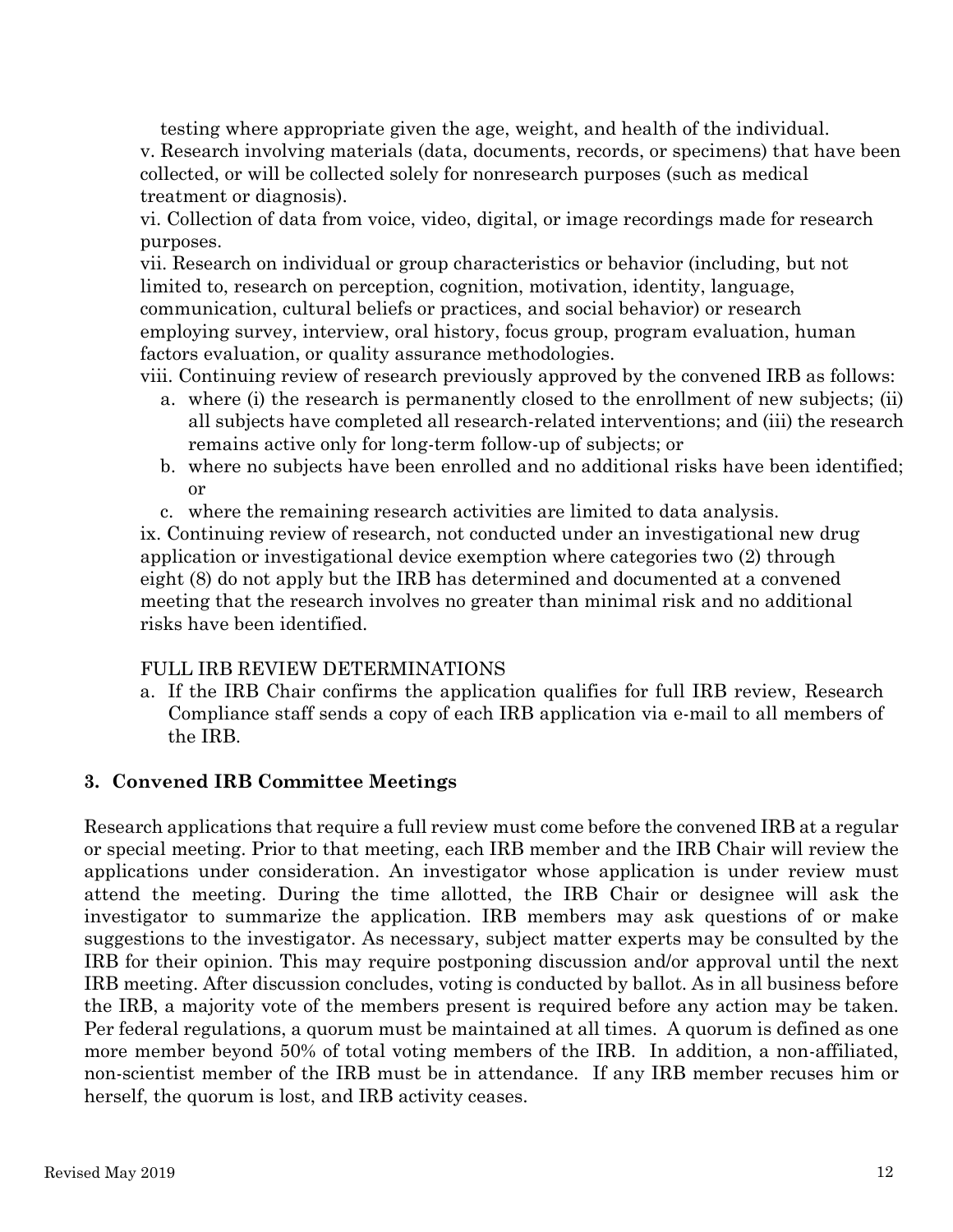testing where appropriate given the age, weight, and health of the individual.

v. Research involving materials (data, documents, records, or specimens) that have been collected, or will be collected solely for nonresearch purposes (such as medical treatment or diagnosis).

vi. Collection of data from voice, video, digital, or image recordings made for research purposes.

vii. Research on individual or group characteristics or behavior (including, but not limited to, research on perception, cognition, motivation, identity, language, communication, cultural beliefs or practices, and social behavior) or research employing survey, interview, oral history, focus group, program evaluation, human factors evaluation, or quality assurance methodologies.

viii. Continuing review of research previously approved by the convened IRB as follows:

a. where (i) the research is permanently closed to the enrollment of new subjects; (ii) all subjects have completed all research-related interventions; and (iii) the research remains active only for long-term follow-up of subjects; or
b. where no subjects have been enrolled and no additional risks have been identified; or
c. where the remaining research activities are limited to data analysis.

ix. Continuing review of research, not conducted under an investigational new drug application or investigational device exemption where categories two (2) through eight (8) do not apply but the IRB has determined and documented at a convened meeting that the research involves no greater than minimal risk and no additional risks have been identified.

FULL IRB REVIEW DETERMINATIONS

a. If the IRB Chair confirms the application qualifies for full IRB review, Research Compliance staff sends a copy of each IRB application via e-mail to all members of the IRB.

### 3. Convened IRB Committee Meetings

Research applications that require a full review must come before the convened IRB at a regular or special meeting. Prior to that meeting, each IRB member and the IRB Chair will review the applications under consideration. An investigator whose application is under review must attend the meeting. During the time allotted, the IRB Chair or designee will ask the investigator to summarize the application. IRB members may ask questions of or make suggestions to the investigator. As necessary, subject matter experts may be consulted by the IRB for their opinion. This may require postponing discussion and/or approval until the next IRB meeting. After discussion concludes, voting is conducted by ballot. As in all business before the IRB, a majority vote of the members present is required before any action may be taken. Per federal regulations, a quorum must be maintained at all times. A quorum is defined as one more member beyond 50% of total voting members of the IRB. In addition, a non-affiliated, non-scientist member of the IRB must be in attendance. If any IRB member recuses him or herself, the quorum is lost, and IRB activity ceases.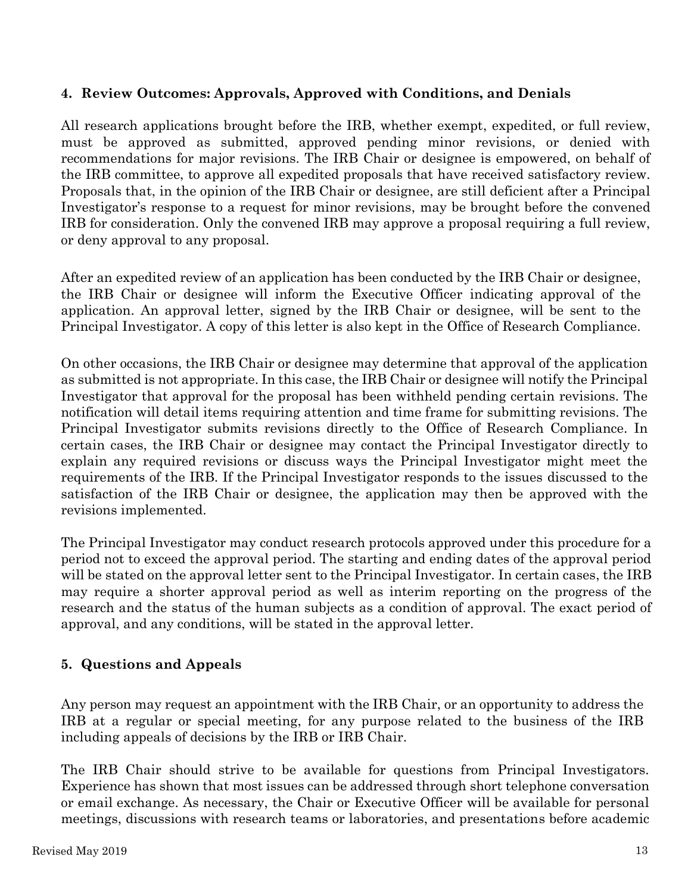## 4. Review Outcomes: Approvals, Approved with Conditions, and Denials

All research applications brought before the IRB, whether exempt, expedited, or full review, must be approved as submitted, approved pending minor revisions, or denied with recommendations for major revisions. The IRB Chair or designee is empowered, on behalf of the IRB committee, to approve all expedited proposals that have received satisfactory review. Proposals that, in the opinion of the IRB Chair or designee, are still deficient after a Principal Investigator's response to a request for minor revisions, may be brought before the convened IRB for consideration. Only the convened IRB may approve a proposal requiring a full review, or deny approval to any proposal.

After an expedited review of an application has been conducted by the IRB Chair or designee, the IRB Chair or designee will inform the Executive Officer indicating approval of the application. An approval letter, signed by the IRB Chair or designee, will be sent to the Principal Investigator. A copy of this letter is also kept in the Office of Research Compliance.

On other occasions, the IRB Chair or designee may determine that approval of the application as submitted is not appropriate. In this case, the IRB Chair or designee will notify the Principal Investigator that approval for the proposal has been withheld pending certain revisions. The notification will detail items requiring attention and time frame for submitting revisions. The Principal Investigator submits revisions directly to the Office of Research Compliance. In certain cases, the IRB Chair or designee may contact the Principal Investigator directly to explain any required revisions or discuss ways the Principal Investigator might meet the requirements of the IRB. If the Principal Investigator responds to the issues discussed to the satisfaction of the IRB Chair or designee, the application may then be approved with the revisions implemented.

The Principal Investigator may conduct research protocols approved under this procedure for a period not to exceed the approval period. The starting and ending dates of the approval period will be stated on the approval letter sent to the Principal Investigator. In certain cases, the IRB may require a shorter approval period as well as interim reporting on the progress of the research and the status of the human subjects as a condition of approval. The exact period of approval, and any conditions, will be stated in the approval letter.

## 5. Questions and Appeals

Any person may request an appointment with the IRB Chair, or an opportunity to address the IRB at a regular or special meeting, for any purpose related to the business of the IRB including appeals of decisions by the IRB or IRB Chair.

The IRB Chair should strive to be available for questions from Principal Investigators. Experience has shown that most issues can be addressed through short telephone conversation or email exchange. As necessary, the Chair or Executive Officer will be available for personal meetings, discussions with research teams or laboratories, and presentations before academic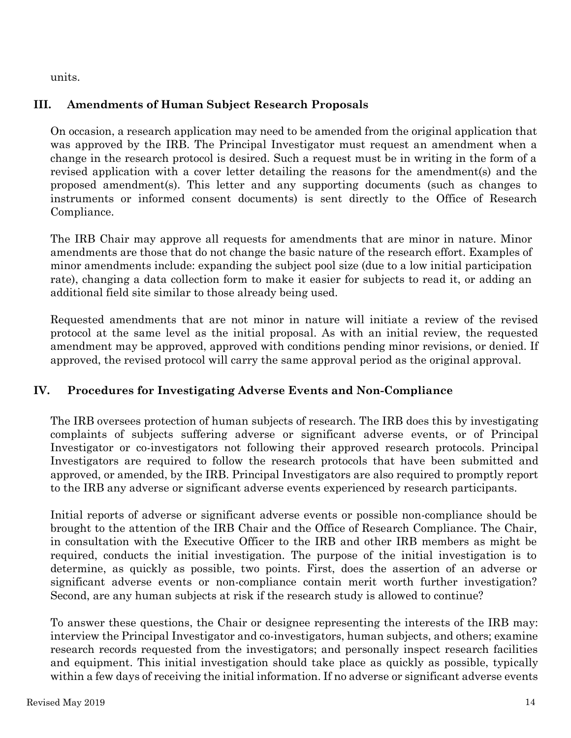units.

## III. Amendments of Human Subject Research Proposals

On occasion, a research application may need to be amended from the original application that was approved by the IRB. The Principal Investigator must request an amendment when a change in the research protocol is desired. Such a request must be in writing in the form of a revised application with a cover letter detailing the reasons for the amendment(s) and the proposed amendment(s). This letter and any supporting documents (such as changes to instruments or informed consent documents) is sent directly to the Office of Research Compliance.

The IRB Chair may approve all requests for amendments that are minor in nature. Minor amendments are those that do not change the basic nature of the research effort. Examples of minor amendments include: expanding the subject pool size (due to a low initial participation rate), changing a data collection form to make it easier for subjects to read it, or adding an additional field site similar to those already being used.

Requested amendments that are not minor in nature will initiate a review of the revised protocol at the same level as the initial proposal. As with an initial review, the requested amendment may be approved, approved with conditions pending minor revisions, or denied. If approved, the revised protocol will carry the same approval period as the original approval.

## IV. Procedures for Investigating Adverse Events and Non-Compliance

The IRB oversees protection of human subjects of research. The IRB does this by investigating complaints of subjects suffering adverse or significant adverse events, or of Principal Investigator or co-investigators not following their approved research protocols. Principal Investigators are required to follow the research protocols that have been submitted and approved, or amended, by the IRB. Principal Investigators are also required to promptly report to the IRB any adverse or significant adverse events experienced by research participants.

Initial reports of adverse or significant adverse events or possible non-compliance should be brought to the attention of the IRB Chair and the Office of Research Compliance. The Chair, in consultation with the Executive Officer to the IRB and other IRB members as might be required, conducts the initial investigation. The purpose of the initial investigation is to determine, as quickly as possible, two points. First, does the assertion of an adverse or significant adverse events or non-compliance contain merit worth further investigation? Second, are any human subjects at risk if the research study is allowed to continue?

To answer these questions, the Chair or designee representing the interests of the IRB may: interview the Principal Investigator and co-investigators, human subjects, and others; examine research records requested from the investigators; and personally inspect research facilities and equipment. This initial investigation should take place as quickly as possible, typically within a few days of receiving the initial information. If no adverse or significant adverse events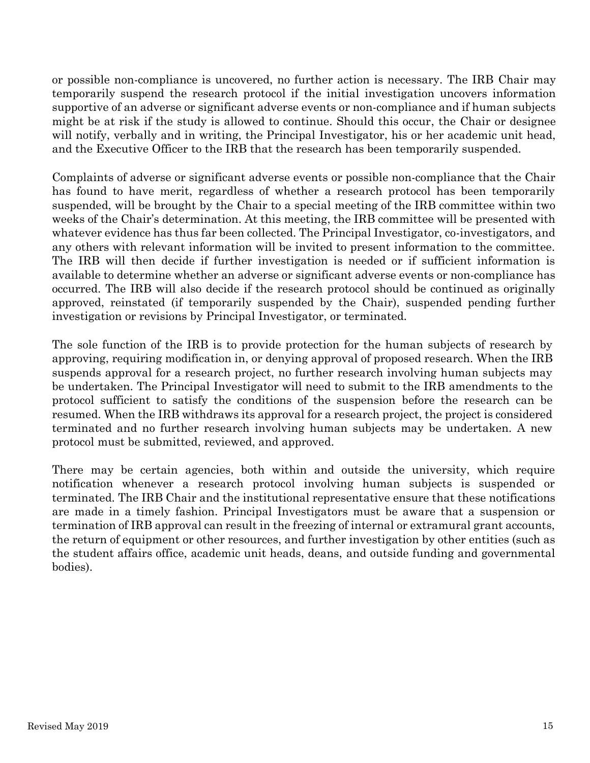or possible non-compliance is uncovered, no further action is necessary. The IRB Chair may temporarily suspend the research protocol if the initial investigation uncovers information supportive of an adverse or significant adverse events or non-compliance and if human subjects might be at risk if the study is allowed to continue. Should this occur, the Chair or designee will notify, verbally and in writing, the Principal Investigator, his or her academic unit head, and the Executive Officer to the IRB that the research has been temporarily suspended.

Complaints of adverse or significant adverse events or possible non-compliance that the Chair has found to have merit, regardless of whether a research protocol has been temporarily suspended, will be brought by the Chair to a special meeting of the IRB committee within two weeks of the Chair's determination. At this meeting, the IRB committee will be presented with whatever evidence has thus far been collected. The Principal Investigator, co-investigators, and any others with relevant information will be invited to present information to the committee. The IRB will then decide if further investigation is needed or if sufficient information is available to determine whether an adverse or significant adverse events or non-compliance has occurred. The IRB will also decide if the research protocol should be continued as originally approved, reinstated (if temporarily suspended by the Chair), suspended pending further investigation or revisions by Principal Investigator, or terminated.

The sole function of the IRB is to provide protection for the human subjects of research by approving, requiring modification in, or denying approval of proposed research. When the IRB suspends approval for a research project, no further research involving human subjects may be undertaken. The Principal Investigator will need to submit to the IRB amendments to the protocol sufficient to satisfy the conditions of the suspension before the research can be resumed. When the IRB withdraws its approval for a research project, the project is considered terminated and no further research involving human subjects may be undertaken. A new protocol must be submitted, reviewed, and approved.

There may be certain agencies, both within and outside the university, which require notification whenever a research protocol involving human subjects is suspended or terminated. The IRB Chair and the institutional representative ensure that these notifications are made in a timely fashion. Principal Investigators must be aware that a suspension or termination of IRB approval can result in the freezing of internal or extramural grant accounts, the return of equipment or other resources, and further investigation by other entities (such as the student affairs office, academic unit heads, deans, and outside funding and governmental bodies).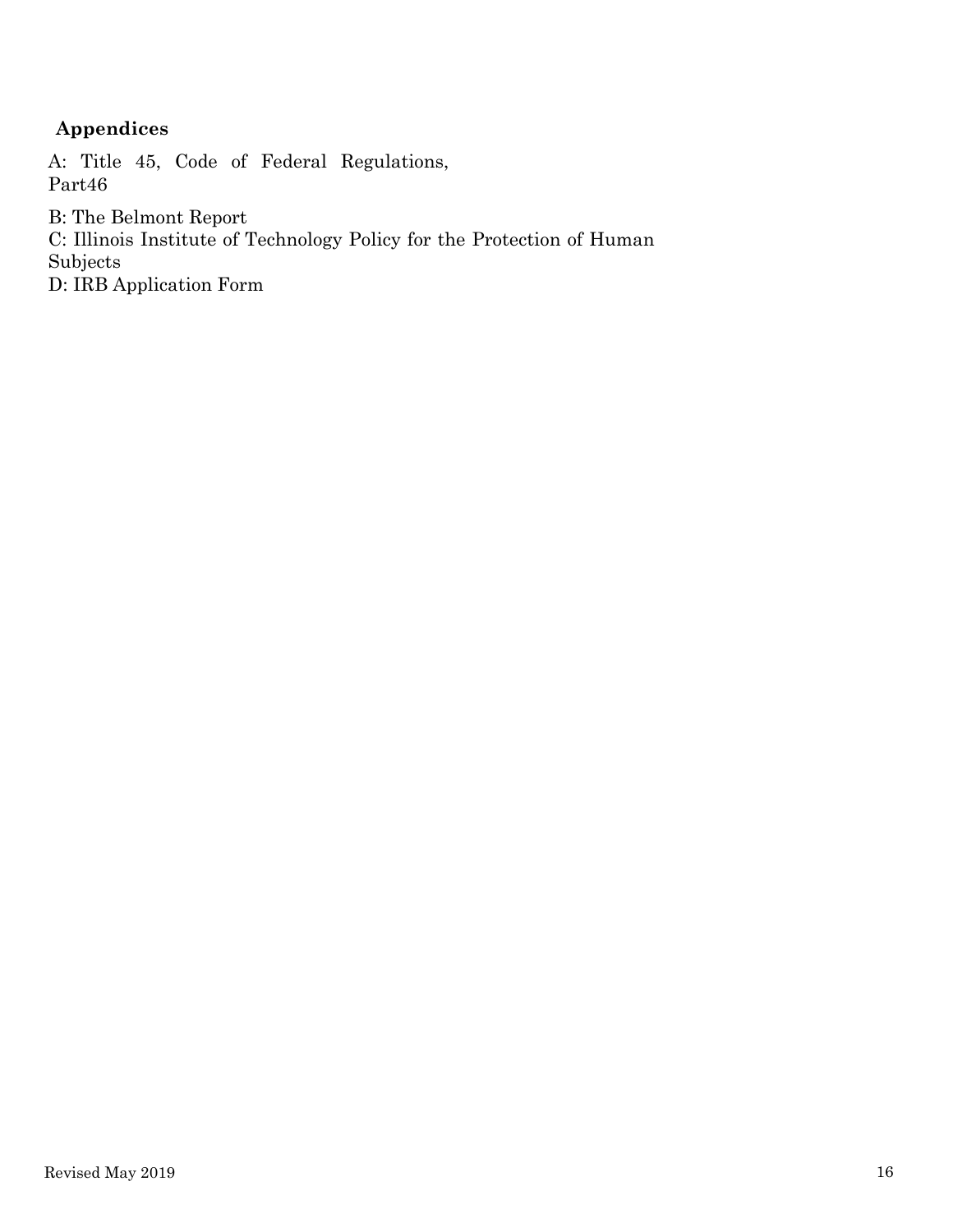## Appendices

A: Title 45, Code of Federal Regulations, Part46

B: The Belmont Report

C: Illinois Institute of Technology Policy for the Protection of Human Subjects

D: IRB Application Form